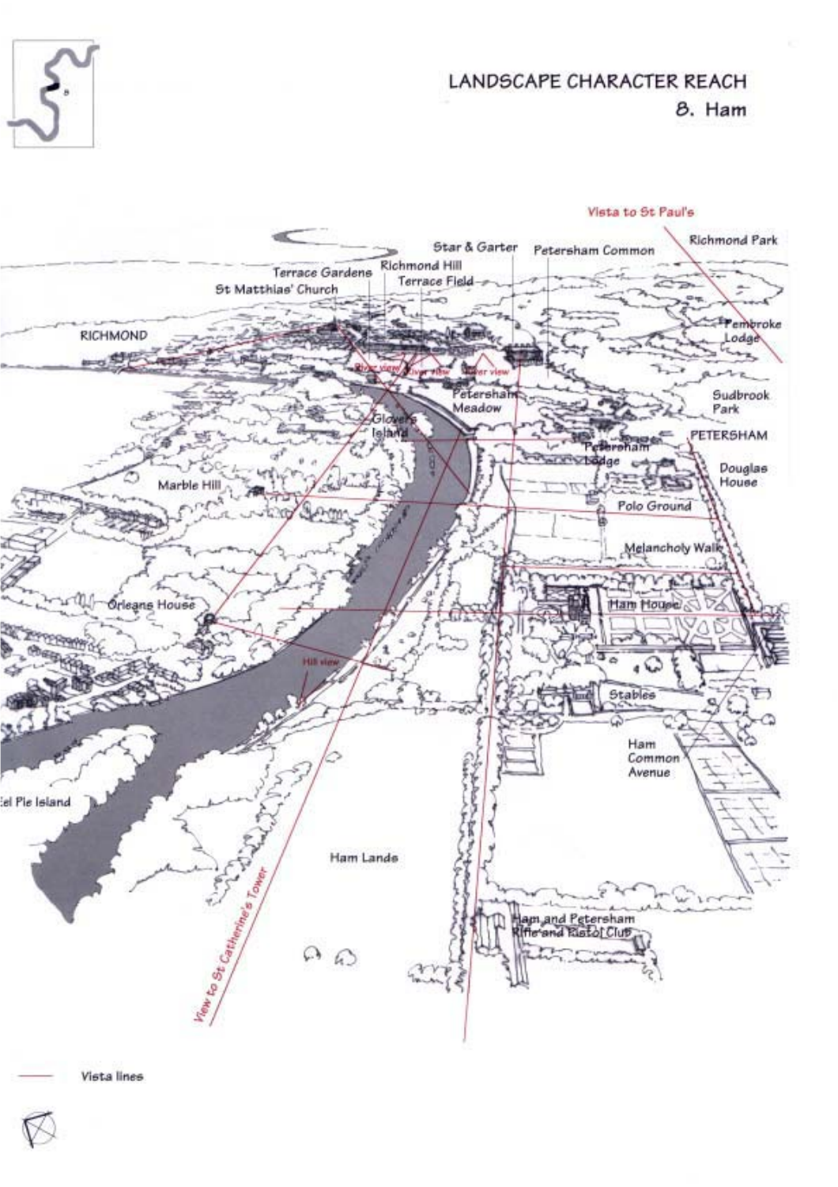# LANDSCAPE CHARACTER REACH

## 8. Ham

Vista lines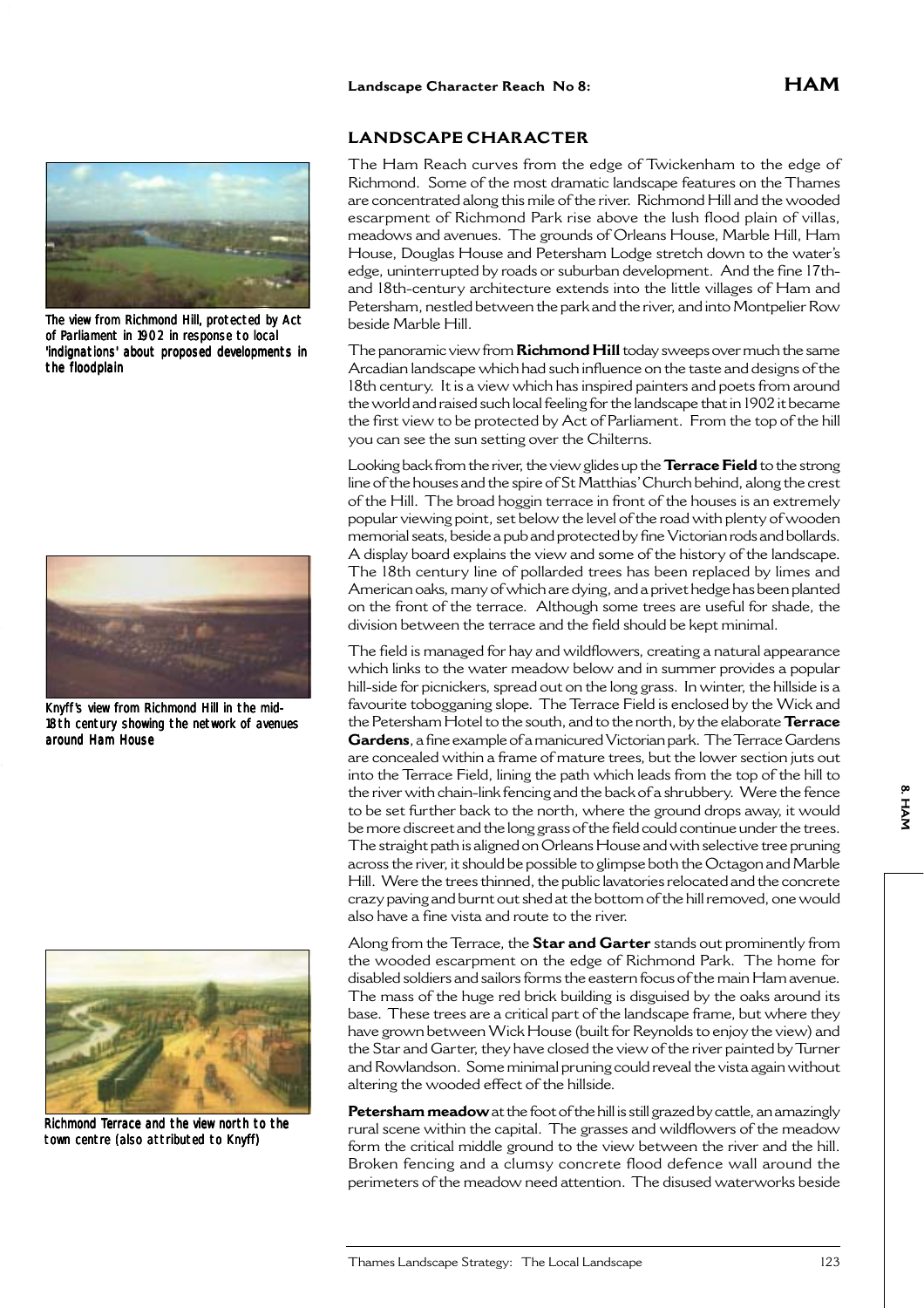## LANDSCAPE CHARACTER

The view from Richmond Hill, protected by Act of Parliament in 1902 in response to local 'indignations' about proposed developments in the floodplain

Knyff's view from Richmond Hill in the mid-18th century showing the network of avenues around Ham House

Richmond Terrace and the view north to the town centre (also attributed to Knyff)

The Ham Reach curves from the edge of Twickenham to the edge of Richmond. Some of the most dramatic landscape features on the Thames are concentrated along this mile of the river. Richmond Hill and the wooded escarpment of Richmond Park rise above the lush flood plain of villas, meadows and avenues. The grounds of Orleans House, Marble Hill, Ham House, Douglas House and Petersham Lodge stretch down to the water's edge, uninterrupted by roads or suburban development. And the fine 17th- and 18th-century architecture extends into the little villages of Ham and Petersham, nestled between the park and the river, and into Montpelier Row beside Marble Hill.

The panoramic view from **Richmond Hill** today sweeps over much the same Arcadian landscape which had such influence on the taste and designs of the 18th century. It is a view which has inspired painters and poets from around the world and raised such local feeling for the landscape that in 1902 it became the first view to be protected by Act of Parliament. From the top of the hill you can see the sun setting over the Chilterns.

Looking back from the river, the view glides up the **Terrace Field** to the strong line of the houses and the spire of St Matthias' Church behind, along the crest of the Hill. The broad hoggin terrace in front of the houses is an extremely popular viewing point, set below the level of the road with plenty of wooden memorial seats, beside a pub and protected by fine Victorian rods and bollards. A display board explains the view and some of the history of the landscape. The 18th century line of pollarded trees has been replaced by limes and American oaks, many of which are dying, and a privet hedge has been planted on the front of the terrace. Although some trees are useful for shade, the division between the terrace and the field should be kept minimal.

The field is managed for hay and wildflowers, creating a natural appearance which links to the water meadow below and in summer provides a popular hill-side for picnickers, spread out on the long grass. In winter, the hillside is a favourite tobogganing slope. The Terrace Field is enclosed by the Wick and the Petersham Hotel to the south, and to the north, by the elaborate **Terrace Gardens**, a fine example of a manicured Victorian park. The Terrace Gardens are concealed within a frame of mature trees, but the lower section juts out into the Terrace Field, lining the path which leads from the top of the hill to the river with chain-link fencing and the back of a shrubbery. Were the fence to be set further back to the north, where the ground drops away, it would be more discreet and the long grass of the field could continue under the trees. The straight path is aligned on Orleans House and with selective tree pruning across the river, it should be possible to glimpse both the Octagon and Marble Hill. Were the trees thinned, the public lavatories relocated and the concrete crazy paving and burnt out shed at the bottom of the hill removed, one would also have a fine vista and route to the river.

Along from the Terrace, the **Star and Garter** stands out prominently from the wooded escarpment on the edge of Richmond Park. The home for disabled soldiers and sailors forms the eastern focus of the main Ham avenue. The mass of the huge red brick building is disguised by the oaks around its base. These trees are a critical part of the landscape frame, but where they have grown between Wick House (built for Reynolds to enjoy the view) and the Star and Garter, they have closed the view of the river painted by Turner and Rowlandson. Some minimal pruning could reveal the vista again without altering the wooded effect of the hillside.

**Petersham meadow** at the foot of the hill is still grazed by cattle, an amazingly rural scene within the capital. The grasses and wildflowers of the meadow form the critical middle ground to the view between the river and the hill. Broken fencing and a clumsy concrete flood defence wall around the perimeters of the meadow need attention. The disused waterworks beside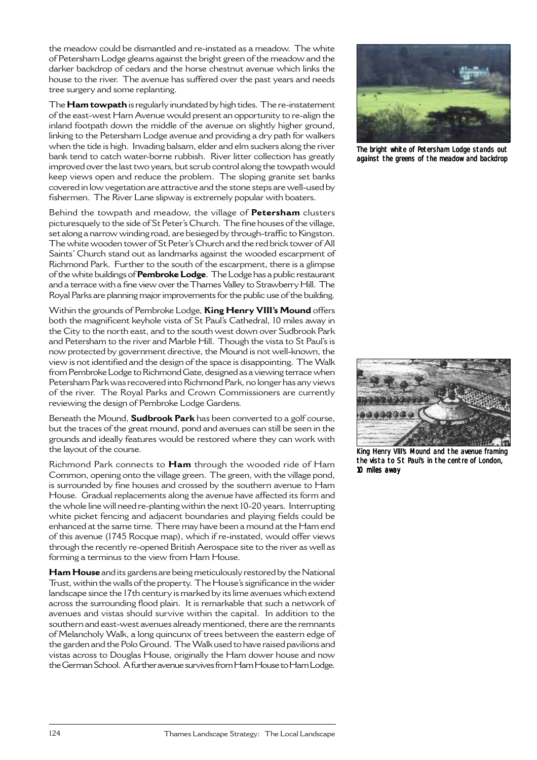the meadow could be dismantled and re-instated as a meadow. The white of Petersham Lodge gleams against the bright green of the meadow and the darker backdrop of cedars and the horse chestnut avenue which links the house to the river. The avenue has suffered over the past years and needs tree surgery and some replanting.

The **Ham towpath** is regularly inundated by high tides. The re-instatement of the east-west Ham Avenue would present an opportunity to re-align the inland footpath down the middle of the avenue on slightly higher ground, linking to the Petersham Lodge avenue and providing a dry path for walkers when the tide is high. Invading balsam, elder and elm suckers along the river bank tend to catch water-borne rubbish. River litter collection has greatly improved over the last two years, but scrub control along the towpath would keep views open and reduce the problem. The sloping granite set banks covered in low vegetation are attractive and the stone steps are well-used by fishermen. The River Lane slipway is extremely popular with boaters.

Behind the towpath and meadow, the village of **Petersham** clusters picturesquely to the side of St Peter's Church. The fine houses of the village, set along a narrow winding road, are besieged by through-traffic to Kingston. The white wooden tower of St Peter's Church and the red brick tower of All Saints' Church stand out as landmarks against the wooded escarpment of Richmond Park. Further to the south of the escarpment, there is a glimpse of the white buildings of **Pembroke Lodge**. The Lodge has a public restaurant and a terrace with a fine view over the Thames Valley to Strawberry Hill. The Royal Parks are planning major improvements for the public use of the building.

Within the grounds of Pembroke Lodge, **King Henry VIII's Mound** offers both the magnificent keyhole vista of St Paul's Cathedral, 10 miles away in the City to the north east, and to the south west down over Sudbrook Park and Petersham to the river and Marble Hill. Though the vista to St Paul's is now protected by government directive, the Mound is not well-known, the view is not identified and the design of the space is disappointing. The Walk from Pembroke Lodge to Richmond Gate, designed as a viewing terrace when Petersham Park was recovered into Richmond Park, no longer has any views of the river. The Royal Parks and Crown Commissioners are currently reviewing the design of Pembroke Lodge Gardens.

Beneath the Mound, **Sudbrook Park** has been converted to a golf course, but the traces of the great mound, pond and avenues can still be seen in the grounds and ideally features would be restored where they can work with the layout of the course.

Richmond Park connects to **Ham** through the wooded ride of Ham Common, opening onto the village green. The green, with the village pond, is surrounded by fine houses and crossed by the southern avenue to Ham House. Gradual replacements along the avenue have affected its form and the whole line will need re-planting within the next 10-20 years. Interrupting white picket fencing and adjacent boundaries and playing fields could be enhanced at the same time. There may have been a mound at the Ham end of this avenue (1745 Rocque map), which if re-instated, would offer views through the recently re-opened British Aerospace site to the river as well as forming a terminus to the view from Ham House.

**Ham House** and its gardens are being meticulously restored by the National Trust, within the walls of the property. The House's significance in the wider landscape since the 17th century is marked by its lime avenues which extend across the surrounding flood plain. It is remarkable that such a network of avenues and vistas should survive within the capital. In addition to the southern and east-west avenues already mentioned, there are the remnants of Melancholy Walk, a long quincunx of trees between the eastern edge of the garden and the Polo Ground. The Walk used to have raised pavilions and vistas across to Douglas House, originally the Ham dower house and now the German School. A further avenue survives from Ham House to Ham Lodge.

*The bright white of Petersham Lodge stands out against the greens of the meadow and backdrop*

*King Henry VIII's Mound and the avenue framing the vista to St Paul's in the centre of London, 10 miles away*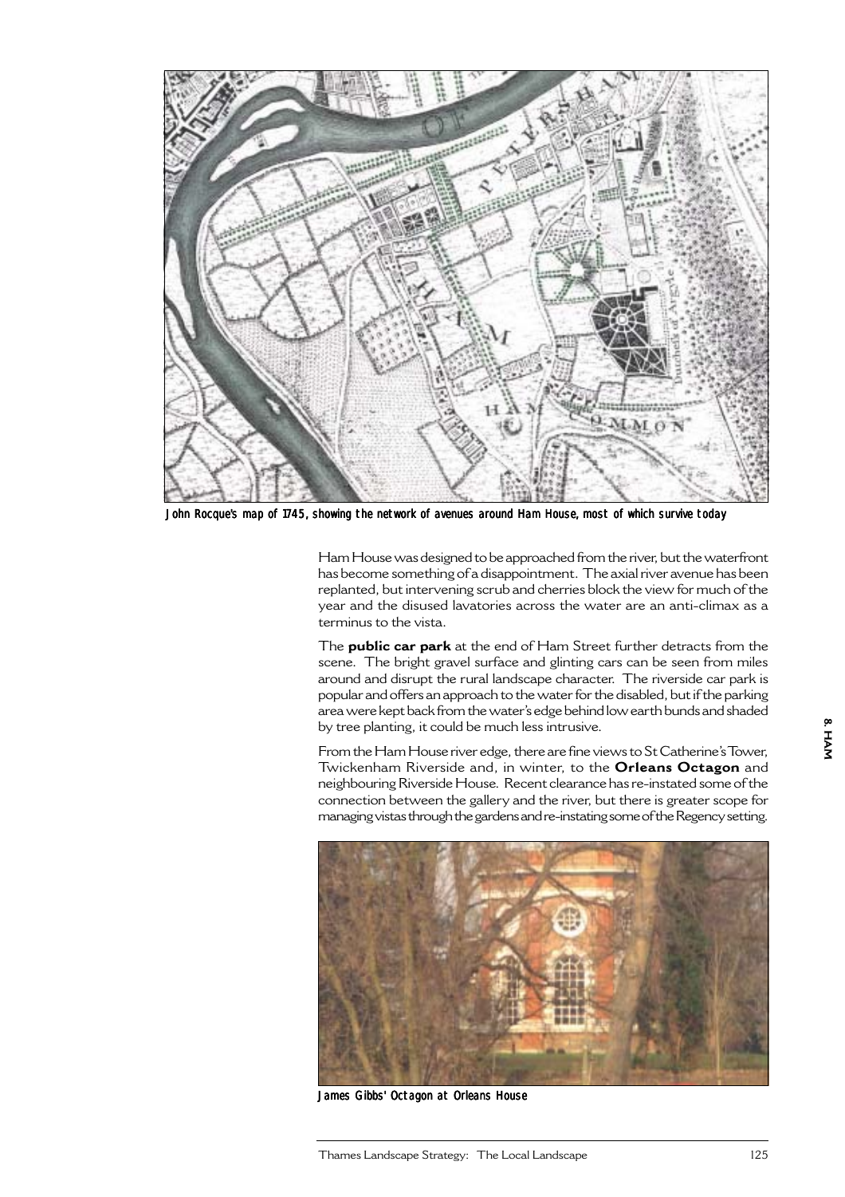John Rocque's map of 1745, showing the network of avenues around Ham House, most of which survive today

Ham House was designed to be approached from the river, but the waterfront has become something of a disappointment. The axial river avenue has been replanted, but intervening scrub and cherries block the view for much of the year and the disused lavatories across the water are an anti-climax as a terminus to the vista.

The **public car park** at the end of Ham Street further detracts from the scene. The bright gravel surface and glinting cars can be seen from miles around and disrupt the rural landscape character. The riverside car park is popular and offers an approach to the water for the disabled, but if the parking area were kept back from the water's edge behind low earth bunds and shaded by tree planting, it could be much less intrusive.

From the Ham House river edge, there are fine views to St Catherine's Tower, Twickenham Riverside and, in winter, to the **Orleans Octagon** and neighbouring Riverside House. Recent clearance has re-instated some of the connection between the gallery and the river, but there is greater scope for managing vistas through the gardens and re-instating some of the Regency setting.

James Gibbs' Octagon at Orleans House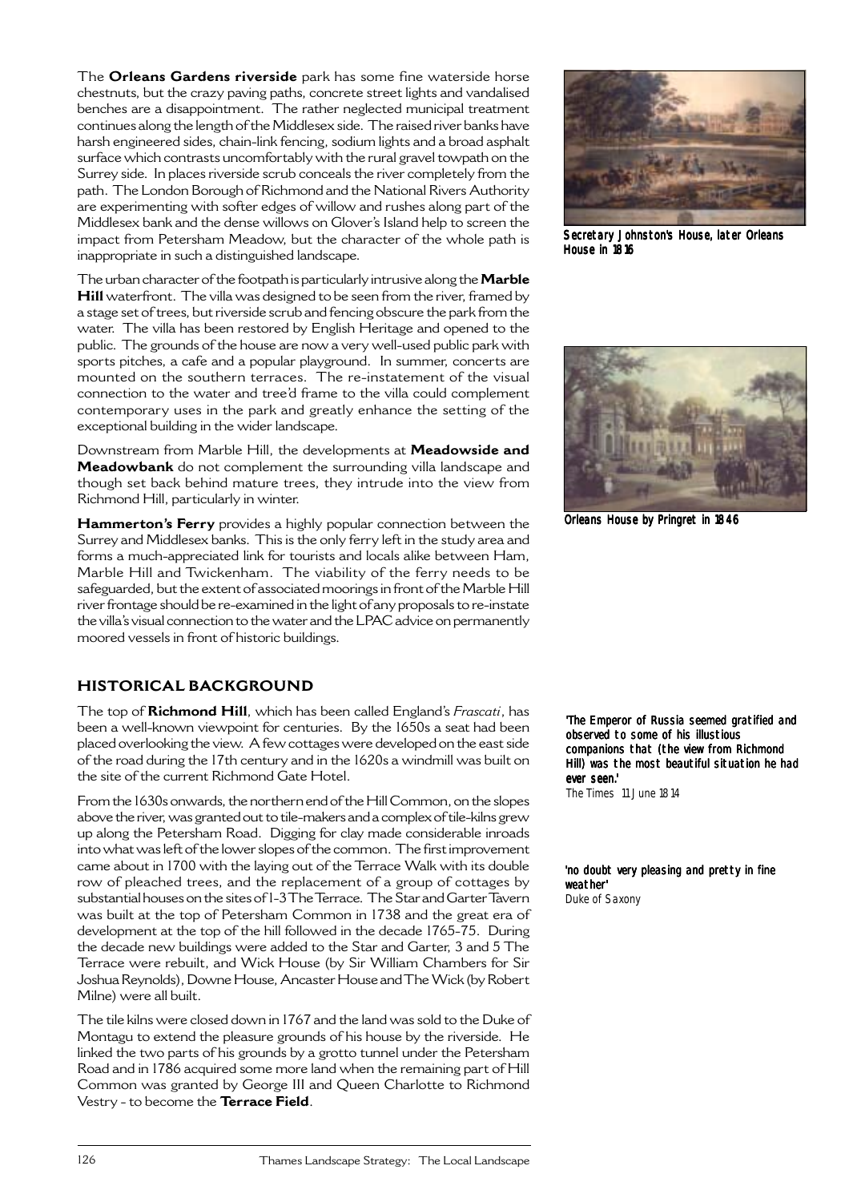The **Orleans Gardens riverside** park has some fine waterside horse chestnuts, but the crazy paving paths, concrete street lights and vandalised benches are a disappointment. The rather neglected municipal treatment continues along the length of the Middlesex side. The raised river banks have harsh engineered sides, chain-link fencing, sodium lights and a broad asphalt surface which contrasts uncomfortably with the rural gravel towpath on the Surrey side. In places riverside scrub conceals the river completely from the path. The London Borough of Richmond and the National Rivers Authority are experimenting with softer edges of willow and rushes along part of the Middlesex bank and the dense willows on Glover's Island help to screen the impact from Petersham Meadow, but the character of the whole path is inappropriate in such a distinguished landscape.

The urban character of the footpath is particularly intrusive along the **Marble Hill** waterfront. The villa was designed to be seen from the river, framed by a stage set of trees, but riverside scrub and fencing obscure the park from the water. The villa has been restored by English Heritage and opened to the public. The grounds of the house are now a very well-used public park with sports pitches, a cafe and a popular playground. In summer, concerts are mounted on the southern terraces. The re-instatement of the visual connection to the water and tree'd frame to the villa could complement contemporary uses in the park and greatly enhance the setting of the exceptional building in the wider landscape.

Downstream from Marble Hill, the developments at **Meadowside and Meadowbank** do not complement the surrounding villa landscape and though set back behind mature trees, they intrude into the view from Richmond Hill, particularly in winter.

**Hammerton's Ferry** provides a highly popular connection between the Surrey and Middlesex banks. This is the only ferry left in the study area and forms a much-appreciated link for tourists and locals alike between Ham, Marble Hill and Twickenham. The viability of the ferry needs to be safeguarded, but the extent of associated moorings in front of the Marble Hill river frontage should be re-examined in the light of any proposals to re-instate the villa's visual connection to the water and the LPAC advice on permanently moored vessels in front of historic buildings.

*Secretary Johnston's House, later Orleans House in 1816*

*Orleans House by Pringret in 1846*

## HISTORICAL BACKGROUND

The top of **Richmond Hill**, which has been called England's *Frascati*, has been a well-known viewpoint for centuries. By the 1650s a seat had been placed overlooking the view. A few cottages were developed on the east side of the road during the 17th century and in the 1620s a windmill was built on the site of the current Richmond Gate Hotel.

From the 1630s onwards, the northern end of the Hill Common, on the slopes above the river, was granted out to tile-makers and a complex of tile-kilns grew up along the Petersham Road. Digging for clay made considerable inroads into what was left of the lower slopes of the common. The first improvement came about in 1700 with the laying out of the Terrace Walk with its double row of pleached trees, and the replacement of a group of cottages by substantial houses on the sites of 1-3 The Terrace. The Star and Garter Tavern was built at the top of Petersham Common in 1738 and the great era of development at the top of the hill followed in the decade 1765-75. During the decade new buildings were added to the Star and Garter, 3 and 5 The Terrace were rebuilt, and Wick House (by Sir William Chambers for Sir Joshua Reynolds), Downe House, Ancaster House and The Wick (by Robert Milne) were all built.

The tile kilns were closed down in 1767 and the land was sold to the Duke of Montagu to extend the pleasure grounds of his house by the riverside. He linked the two parts of his grounds by a grotto tunnel under the Petersham Road and in 1786 acquired some more land when the remaining part of Hill Common was granted by George III and Queen Charlotte to Richmond Vestry - to become the **Terrace Field**.

***'The Emperor of Russia seemed gratified and observed to some of his illustious companions that (the view from Richmond Hill) was the most beautiful situation he had ever seen.'***
*The Times 11 June 1814*

***'no doubt very pleasing and pretty in fine weather'***
*Duke of Saxony*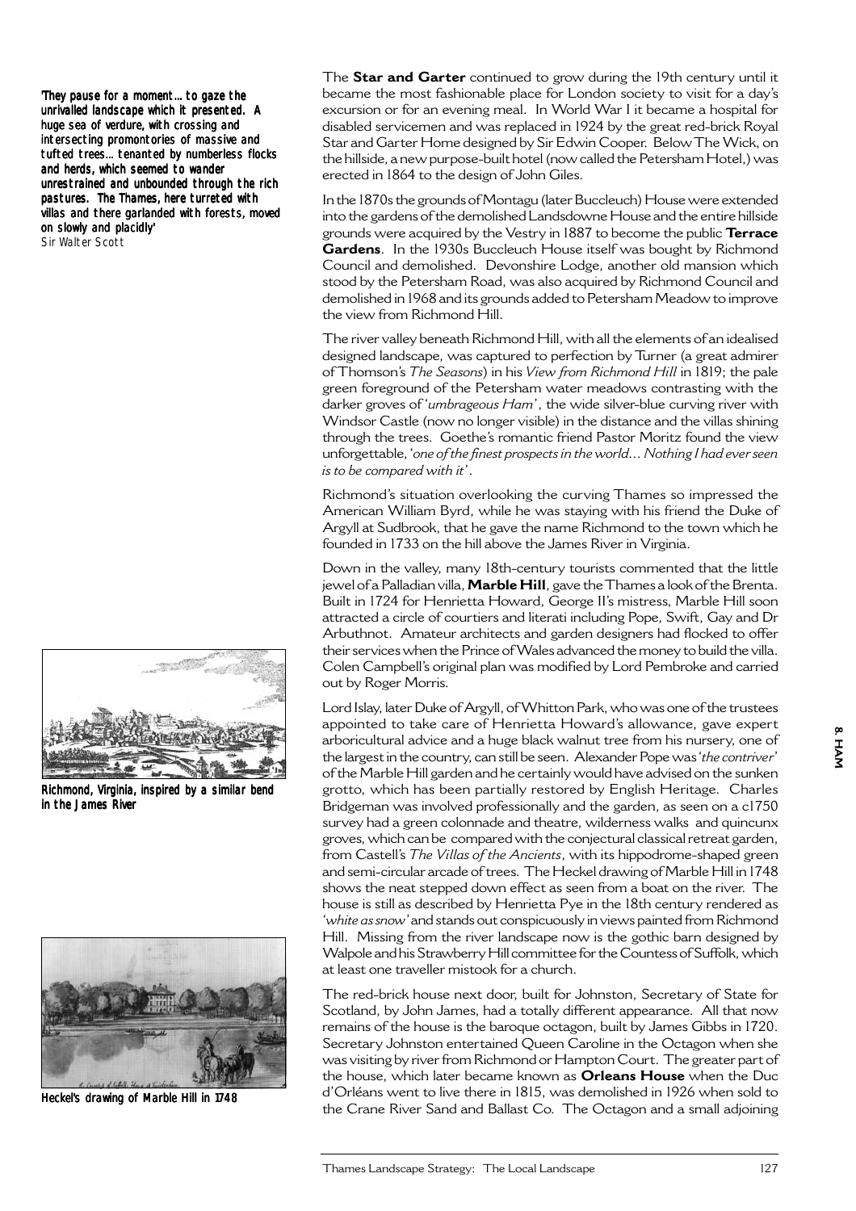*'They pause for a moment... to gaze the unrivalled landscape which it presented. A huge sea of verdure, with crossing and intersecting promontories of massive and tufted trees... tenanted by numberless flocks and herds, which seemed to wander unrestrained and unbounded through the rich pastures. The Thames, here turreted with villas and there garlanded with forests, moved on slowly and placidly'*
Sir Walter Scott

The **Star and Garter** continued to grow during the 19th century until it became the most fashionable place for London society to visit for a day's excursion or for an evening meal. In World War I it became a hospital for disabled servicemen and was replaced in 1924 by the great red-brick Royal Star and Garter Home designed by Sir Edwin Cooper. Below The Wick, on the hillside, a new purpose-built hotel (now called the Petersham Hotel,) was erected in 1864 to the design of John Giles.

In the 1870s the grounds of Montagu (later Buccleuch) House were extended into the gardens of the demolished Landsdowne House and the entire hillside grounds were acquired by the Vestry in 1887 to become the public **Terrace Gardens**. In the 1930s Buccleuch House itself was bought by Richmond Council and demolished. Devonshire Lodge, another old mansion which stood by the Petersham Road, was also acquired by Richmond Council and demolished in 1968 and its grounds added to Petersham Meadow to improve the view from Richmond Hill.

The river valley beneath Richmond Hill, with all the elements of an idealised designed landscape, was captured to perfection by Turner (a great admirer of Thomson's *The Seasons*) in his *View from Richmond Hill* in 1819; the pale green foreground of the Petersham water meadows contrasting with the darker groves of '*umbrageous Ham*', the wide silver-blue curving river with Windsor Castle (now no longer visible) in the distance and the villas shining through the trees. Goethe's romantic friend Pastor Moritz found the view unforgettable, '*one of the finest prospects in the world... Nothing I had ever seen is to be compared with it*'.

Richmond's situation overlooking the curving Thames so impressed the American William Byrd, while he was staying with his friend the Duke of Argyll at Sudbrook, that he gave the name Richmond to the town which he founded in 1733 on the hill above the James River in Virginia.

Richmond, Virginia, inspired by a similar bend in the James River

Down in the valley, many 18th-century tourists commented that the little jewel of a Palladian villa, **Marble Hill**, gave the Thames a look of the Brenta. Built in 1724 for Henrietta Howard, George II's mistress, Marble Hill soon attracted a circle of courtiers and literati including Pope, Swift, Gay and Dr Arbuthnot. Amateur architects and garden designers had flocked to offer their services when the Prince of Wales advanced the money to build the villa. Colen Campbell's original plan was modified by Lord Pembroke and carried out by Roger Morris.

Lord Islay, later Duke of Argyll, of Whitton Park, who was one of the trustees appointed to take care of Henrietta Howard's allowance, gave expert arboricultural advice and a huge black walnut tree from his nursery, one of the largest in the country, can still be seen. Alexander Pope was '*the contriver*' of the Marble Hill garden and he certainly would have advised on the sunken grotto, which has been partially restored by English Heritage. Charles Bridgeman was involved professionally and the garden, as seen on a c1750 survey had a green colonnade and theatre, wilderness walks and quincunx groves, which can be compared with the conjectural classical retreat garden, from Castell's *The Villas of the Ancients*, with its hippodrome-shaped green and semi-circular arcade of trees. The Heckel drawing of Marble Hill in 1748 shows the neat stepped down effect as seen from a boat on the river. The house is still as described by Henrietta Pye in the 18th century rendered as '*white as snow*' and stands out conspicuously in views painted from Richmond Hill. Missing from the river landscape now is the gothic barn designed by Walpole and his Strawberry Hill committee for the Countess of Suffolk, which at least one traveller mistook for a church.

Heckel's drawing of Marble Hill in 1748

The red-brick house next door, built for Johnston, Secretary of State for Scotland, by John James, had a totally different appearance. All that now remains of the house is the baroque octagon, built by James Gibbs in 1720. Secretary Johnston entertained Queen Caroline in the Octagon when she was visiting by river from Richmond or Hampton Court. The greater part of the house, which later became known as **Orleans House** when the Duc d'Orléans went to live there in 1815, was demolished in 1926 when sold to the Crane River Sand and Ballast Co. The Octagon and a small adjoining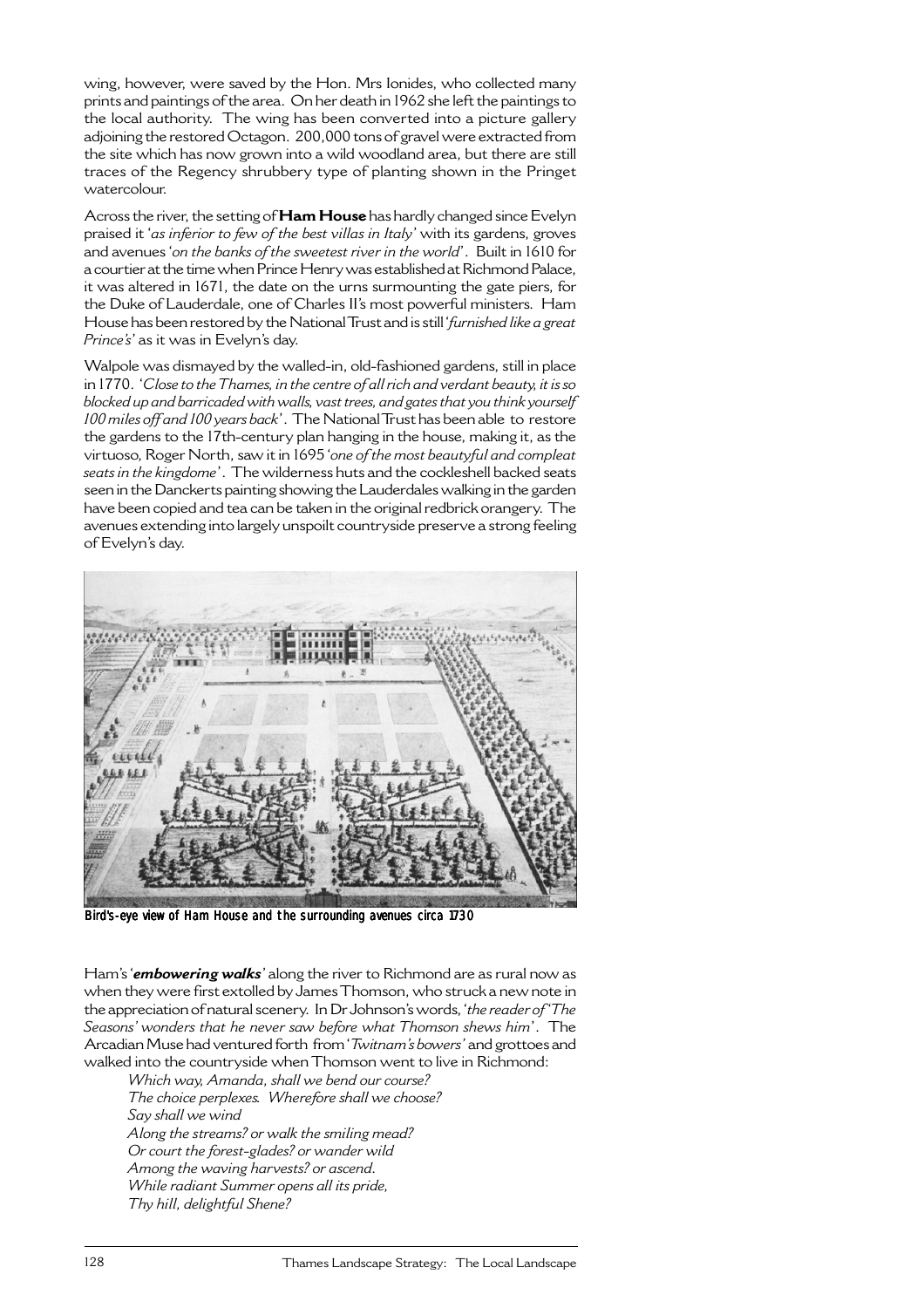wing, however, were saved by the Hon. Mrs Ionides, who collected many prints and paintings of the area. On her death in 1962 she left the paintings to the local authority. The wing has been converted into a picture gallery adjoining the restored Octagon. 200,000 tons of gravel were extracted from the site which has now grown into a wild woodland area, but there are still traces of the Regency shrubbery type of planting shown in the Pringet watercolour.

Across the river, the setting of **Ham House** has hardly changed since Evelyn praised it '*as inferior to few of the best villas in Italy*' with its gardens, groves and avenues '*on the banks of the sweetest river in the world*'. Built in 1610 for a courtier at the time when Prince Henry was established at Richmond Palace, it was altered in 1671, the date on the urns surmounting the gate piers, for the Duke of Lauderdale, one of Charles II's most powerful ministers. Ham House has been restored by the National Trust and is still '*furnished like a great Prince's*' as it was in Evelyn's day.

Walpole was dismayed by the walled-in, old-fashioned gardens, still in place in 1770. '*Close to the Thames, in the centre of all rich and verdant beauty, it is so blocked up and barricaded with walls, vast trees, and gates that you think yourself 100 miles off and 100 years back*'. The National Trust has been able to restore the gardens to the 17th-century plan hanging in the house, making it, as the virtuoso, Roger North, saw it in 1695 '*one of the most beautyful and compleat seats in the kingdome*'. The wilderness huts and the cockleshell backed seats seen in the Danckerts painting showing the Lauderdales walking in the garden have been copied and tea can be taken in the original redbrick orangery. The avenues extending into largely unspoilt countryside preserve a strong feeling of Evelyn's day.

Bird's-eye view of Ham House and the surrounding avenues circa 1730

Ham's '***embowering walks***' along the river to Richmond are as rural now as when they were first extolled by James Thomson, who struck a new note in the appreciation of natural scenery. In Dr Johnson's words, '*the reader of 'The Seasons' wonders that he never saw before what Thomson shews him*'. The Arcadian Muse had ventured forth from '*Twitnam's bowers*' and grottoes and walked into the countryside when Thomson went to live in Richmond:

> *Which way, Amanda, shall we bend our course?*
> *The choice perplexes. Wherefore shall we choose?*
> *Say shall we wind*
> *Along the streams? or walk the smiling mead?*
> *Or court the forest-glades? or wander wild*
> *Among the waving harvests? or ascend.*
> *While radiant Summer opens all its pride,*
> *Thy hill, delightful Shene?*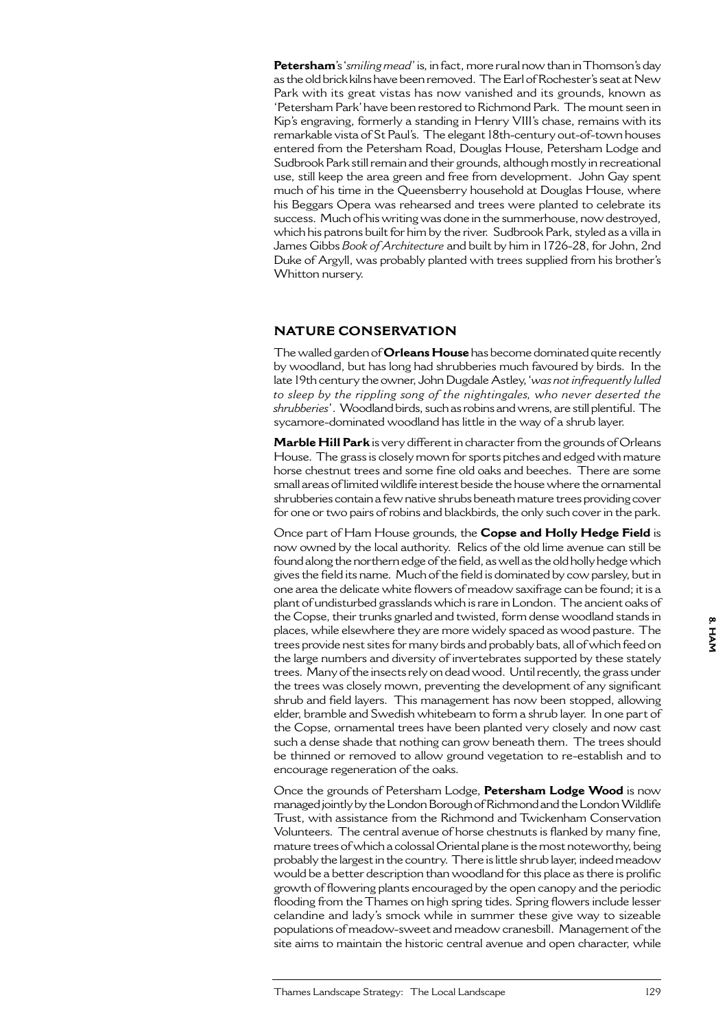**Petersham**'s '*smiling mead*' is, in fact, more rural now than in Thomson's day as the old brick kilns have been removed. The Earl of Rochester's seat at New Park with its great vistas has now vanished and its grounds, known as 'Petersham Park' have been restored to Richmond Park. The mount seen in Kip's engraving, formerly a standing in Henry VIII's chase, remains with its remarkable vista of St Paul's. The elegant 18th-century out-of-town houses entered from the Petersham Road, Douglas House, Petersham Lodge and Sudbrook Park still remain and their grounds, although mostly in recreational use, still keep the area green and free from development. John Gay spent much of his time in the Queensberry household at Douglas House, where his Beggars Opera was rehearsed and trees were planted to celebrate its success. Much of his writing was done in the summerhouse, now destroyed, which his patrons built for him by the river. Sudbrook Park, styled as a villa in James Gibbs *Book of Architecture* and built by him in 1726-28, for John, 2nd Duke of Argyll, was probably planted with trees supplied from his brother's Whitton nursery.

## NATURE CONSERVATION

The walled garden of **Orleans House** has become dominated quite recently by woodland, but has long had shrubberies much favoured by birds. In the late 19th century the owner, John Dugdale Astley, '*was not infrequently lulled to sleep by the rippling song of the nightingales, who never deserted the shrubberies*'. Woodland birds, such as robins and wrens, are still plentiful. The sycamore-dominated woodland has little in the way of a shrub layer.

**Marble Hill Park** is very different in character from the grounds of Orleans House. The grass is closely mown for sports pitches and edged with mature horse chestnut trees and some fine old oaks and beeches. There are some small areas of limited wildlife interest beside the house where the ornamental shrubberies contain a few native shrubs beneath mature trees providing cover for one or two pairs of robins and blackbirds, the only such cover in the park.

Once part of Ham House grounds, the **Copse and Holly Hedge Field** is now owned by the local authority. Relics of the old lime avenue can still be found along the northern edge of the field, as well as the old holly hedge which gives the field its name. Much of the field is dominated by cow parsley, but in one area the delicate white flowers of meadow saxifrage can be found; it is a plant of undisturbed grasslands which is rare in London. The ancient oaks of the Copse, their trunks gnarled and twisted, form dense woodland stands in places, while elsewhere they are more widely spaced as wood pasture. The trees provide nest sites for many birds and probably bats, all of which feed on the large numbers and diversity of invertebrates supported by these stately trees. Many of the insects rely on dead wood. Until recently, the grass under the trees was closely mown, preventing the development of any significant shrub and field layers. This management has now been stopped, allowing elder, bramble and Swedish whitebeam to form a shrub layer. In one part of the Copse, ornamental trees have been planted very closely and now cast such a dense shade that nothing can grow beneath them. The trees should be thinned or removed to allow ground vegetation to re-establish and to encourage regeneration of the oaks.

Once the grounds of Petersham Lodge, **Petersham Lodge Wood** is now managed jointly by the London Borough of Richmond and the London Wildlife Trust, with assistance from the Richmond and Twickenham Conservation Volunteers. The central avenue of horse chestnuts is flanked by many fine, mature trees of which a colossal Oriental plane is the most noteworthy, being probably the largest in the country. There is little shrub layer, indeed meadow would be a better description than woodland for this place as there is prolific growth of flowering plants encouraged by the open canopy and the periodic flooding from the Thames on high spring tides. Spring flowers include lesser celandine and lady's smock while in summer these give way to sizeable populations of meadow-sweet and meadow cranesbill. Management of the site aims to maintain the historic central avenue and open character, while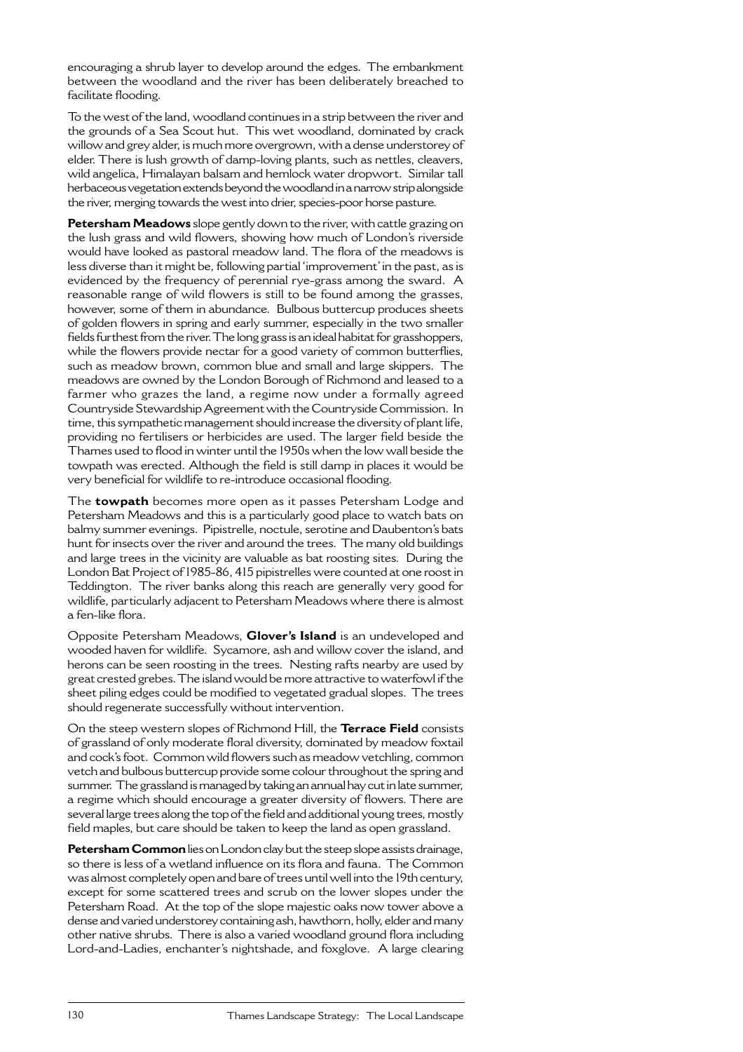encouraging a shrub layer to develop around the edges. The embankment between the woodland and the river has been deliberately breached to facilitate flooding.

To the west of the land, woodland continues in a strip between the river and the grounds of a Sea Scout hut. This wet woodland, dominated by crack willow and grey alder, is much more overgrown, with a dense understorey of elder. There is lush growth of damp-loving plants, such as nettles, cleavers, wild angelica, Himalayan balsam and hemlock water dropwort. Similar tall herbaceous vegetation extends beyond the woodland in a narrow strip alongside the river, merging towards the west into drier, species-poor horse pasture.

**Petersham Meadows** slope gently down to the river, with cattle grazing on the lush grass and wild flowers, showing how much of London's riverside would have looked as pastoral meadow land. The flora of the meadows is less diverse than it might be, following partial 'improvement' in the past, as is evidenced by the frequency of perennial rye-grass among the sward. A reasonable range of wild flowers is still to be found among the grasses, however, some of them in abundance. Bulbous buttercup produces sheets of golden flowers in spring and early summer, especially in the two smaller fields furthest from the river. The long grass is an ideal habitat for grasshoppers, while the flowers provide nectar for a good variety of common butterflies, such as meadow brown, common blue and small and large skippers. The meadows are owned by the London Borough of Richmond and leased to a farmer who grazes the land, a regime now under a formally agreed Countryside Stewardship Agreement with the Countryside Commission. In time, this sympathetic management should increase the diversity of plant life, providing no fertilisers or herbicides are used. The larger field beside the Thames used to flood in winter until the 1950s when the low wall beside the towpath was erected. Although the field is still damp in places it would be very beneficial for wildlife to re-introduce occasional flooding.

The **towpath** becomes more open as it passes Petersham Lodge and Petersham Meadows and this is a particularly good place to watch bats on balmy summer evenings. Pipistrelle, noctule, serotine and Daubenton's bats hunt for insects over the river and around the trees. The many old buildings and large trees in the vicinity are valuable as bat roosting sites. During the London Bat Project of 1985-86, 415 pipistrelles were counted at one roost in Teddington. The river banks along this reach are generally very good for wildlife, particularly adjacent to Petersham Meadows where there is almost a fen-like flora.

Opposite Petersham Meadows, **Glover's Island** is an undeveloped and wooded haven for wildlife. Sycamore, ash and willow cover the island, and herons can be seen roosting in the trees. Nesting rafts nearby are used by great crested grebes. The island would be more attractive to waterfowl if the sheet piling edges could be modified to vegetated gradual slopes. The trees should regenerate successfully without intervention.

On the steep western slopes of Richmond Hill, the **Terrace Field** consists of grassland of only moderate floral diversity, dominated by meadow foxtail and cock's foot. Common wild flowers such as meadow vetchling, common vetch and bulbous buttercup provide some colour throughout the spring and summer. The grassland is managed by taking an annual hay cut in late summer, a regime which should encourage a greater diversity of flowers. There are several large trees along the top of the field and additional young trees, mostly field maples, but care should be taken to keep the land as open grassland.

**Petersham Common** lies on London clay but the steep slope assists drainage, so there is less of a wetland influence on its flora and fauna. The Common was almost completely open and bare of trees until well into the 19th century, except for some scattered trees and scrub on the lower slopes under the Petersham Road. At the top of the slope majestic oaks now tower above a dense and varied understorey containing ash, hawthorn, holly, elder and many other native shrubs. There is also a varied woodland ground flora including Lord-and-Ladies, enchanter's nightshade, and foxglove. A large clearing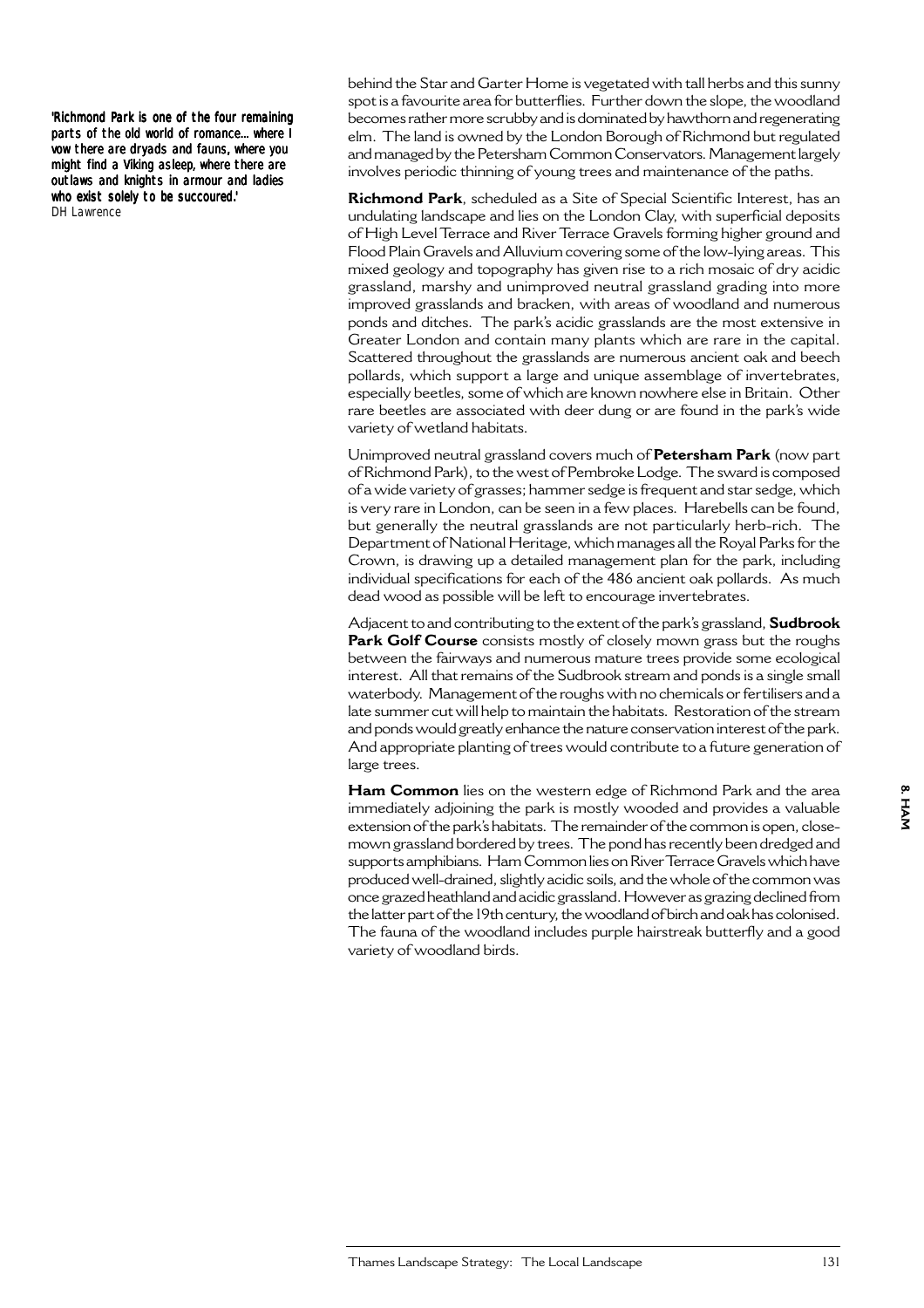*'Richmond Park is one of the four remaining parts of the old world of romance… where I vow there are dryads and fauns, where you might find a Viking asleep, where there are outlaws and knights in armour and ladies who exist solely to be succoured.'*
DH Lawrence

behind the Star and Garter Home is vegetated with tall herbs and this sunny spot is a favourite area for butterflies. Further down the slope, the woodland becomes rather more scrubby and is dominated by hawthorn and regenerating elm. The land is owned by the London Borough of Richmond but regulated and managed by the Petersham Common Conservators. Management largely involves periodic thinning of young trees and maintenance of the paths.

**Richmond Park**, scheduled as a Site of Special Scientific Interest, has an undulating landscape and lies on the London Clay, with superficial deposits of High Level Terrace and River Terrace Gravels forming higher ground and Flood Plain Gravels and Alluvium covering some of the low-lying areas. This mixed geology and topography has given rise to a rich mosaic of dry acidic grassland, marshy and unimproved neutral grassland grading into more improved grasslands and bracken, with areas of woodland and numerous ponds and ditches. The park's acidic grasslands are the most extensive in Greater London and contain many plants which are rare in the capital. Scattered throughout the grasslands are numerous ancient oak and beech pollards, which support a large and unique assemblage of invertebrates, especially beetles, some of which are known nowhere else in Britain. Other rare beetles are associated with deer dung or are found in the park's wide variety of wetland habitats.

Unimproved neutral grassland covers much of **Petersham Park** (now part of Richmond Park), to the west of Pembroke Lodge. The sward is composed of a wide variety of grasses; hammer sedge is frequent and star sedge, which is very rare in London, can be seen in a few places. Harebells can be found, but generally the neutral grasslands are not particularly herb-rich. The Department of National Heritage, which manages all the Royal Parks for the Crown, is drawing up a detailed management plan for the park, including individual specifications for each of the 486 ancient oak pollards. As much dead wood as possible will be left to encourage invertebrates.

Adjacent to and contributing to the extent of the park's grassland, **Sudbrook Park Golf Course** consists mostly of closely mown grass but the roughs between the fairways and numerous mature trees provide some ecological interest. All that remains of the Sudbrook stream and ponds is a single small waterbody. Management of the roughs with no chemicals or fertilisers and a late summer cut will help to maintain the habitats. Restoration of the stream and ponds would greatly enhance the nature conservation interest of the park. And appropriate planting of trees would contribute to a future generation of large trees.

**Ham Common** lies on the western edge of Richmond Park and the area immediately adjoining the park is mostly wooded and provides a valuable extension of the park's habitats. The remainder of the common is open, close-mown grassland bordered by trees. The pond has recently been dredged and supports amphibians. Ham Common lies on River Terrace Gravels which have produced well-drained, slightly acidic soils, and the whole of the common was once grazed heathland and acidic grassland. However as grazing declined from the latter part of the 19th century, the woodland of birch and oak has colonised. The fauna of the woodland includes purple hairstreak butterfly and a good variety of woodland birds.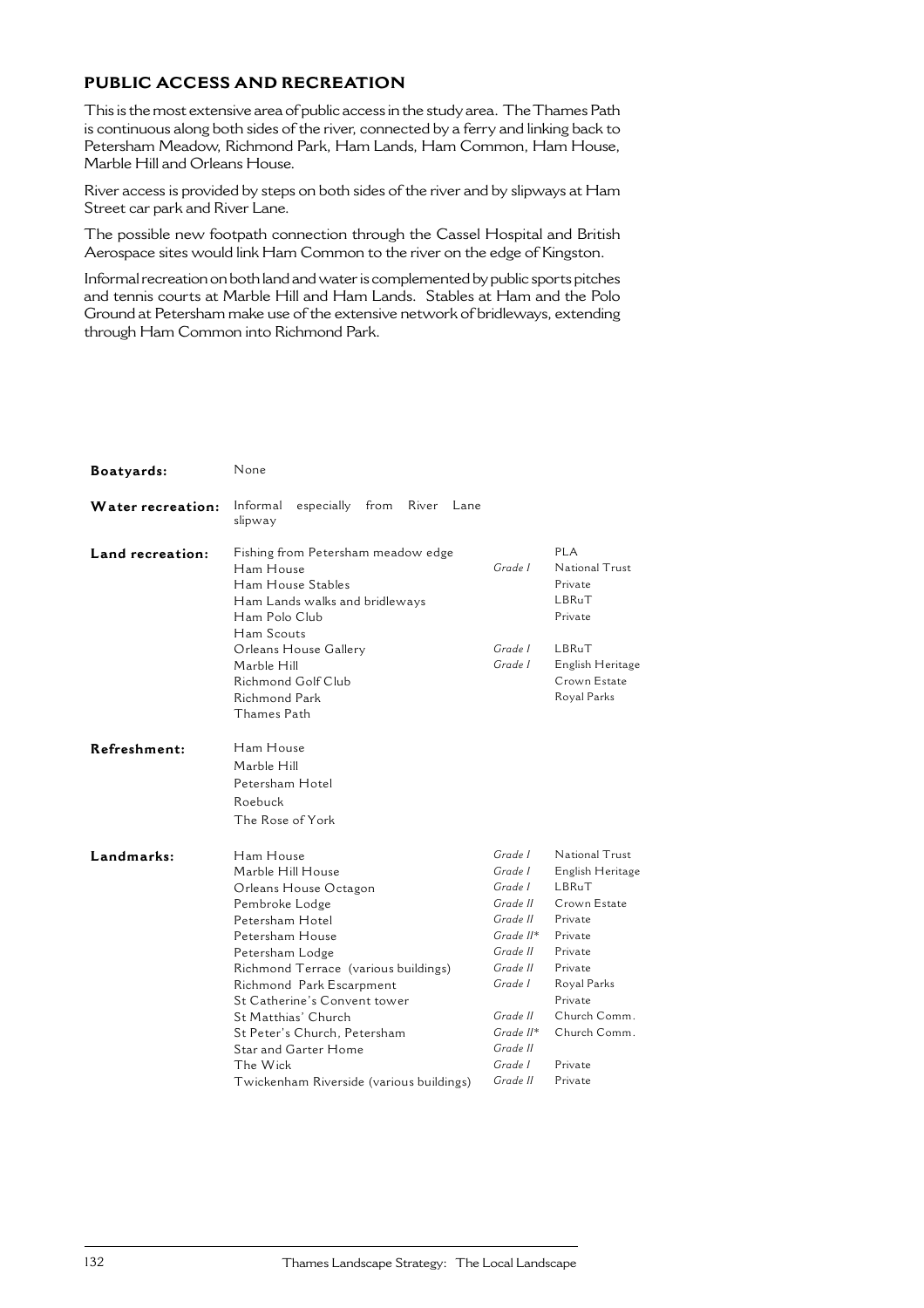## PUBLIC ACCESS AND RECREATION

This is the most extensive area of public access in the study area. The Thames Path is continuous along both sides of the river, connected by a ferry and linking back to Petersham Meadow, Richmond Park, Ham Lands, Ham Common, Ham House, Marble Hill and Orleans House.

River access is provided by steps on both sides of the river and by slipways at Ham Street car park and River Lane.

The possible new footpath connection through the Cassel Hospital and British Aerospace sites would link Ham Common to the river on the edge of Kingston.

Informal recreation on both land and water is complemented by public sports pitches and tennis courts at Marble Hill and Ham Lands. Stables at Ham and the Polo Ground at Petersham make use of the extensive network of bridleways, extending through Ham Common into Richmond Park.

| | | | |
|---|---|---|---|
| **Boatyards:** | None | | |
| **Water recreation:** | Informal especially from River Lane slipway | | |
| **Land recreation:** | Fishing from Petersham meadow edge | | PLA |
| | Ham House | *Grade I* | National Trust |
| | Ham House Stables | | Private |
| | Ham Lands walks and bridleways | | LBRuT |
| | Ham Polo Club | | Private |
| | Ham Scouts | | |
| | Orleans House Gallery | *Grade I* | LBRuT |
| | Marble Hill | *Grade I* | English Heritage |
| | Richmond Golf Club | | Crown Estate |
| | Richmond Park | | Royal Parks |
| | Thames Path | | |
| **Refreshment:** | Ham House | | |
| | Marble Hill | | |
| | Petersham Hotel | | |
| | Roebuck | | |
| | The Rose of York | | |
| **Landmarks:** | Ham House | *Grade I* | National Trust |
| | Marble Hill House | *Grade I* | English Heritage |
| | Orleans House Octagon | *Grade I* | LBRuT |
| | Pembroke Lodge | *Grade II* | Crown Estate |
| | Petersham Hotel | *Grade II* | Private |
| | Petersham House | *Grade II** | Private |
| | Petersham Lodge | *Grade II* | Private |
| | Richmond Terrace (various buildings) | *Grade II* | Private |
| | Richmond Park Escarpment | *Grade I* | Royal Parks |
| | St Catherine's Convent tower | | Private |
| | St Matthias' Church | *Grade II* | Church Comm. |
| | St Peter's Church, Petersham | *Grade II** | Church Comm. |
| | Star and Garter Home | *Grade II* | |
| | The Wick | *Grade I* | Private |
| | Twickenham Riverside (various buildings) | *Grade II* | Private |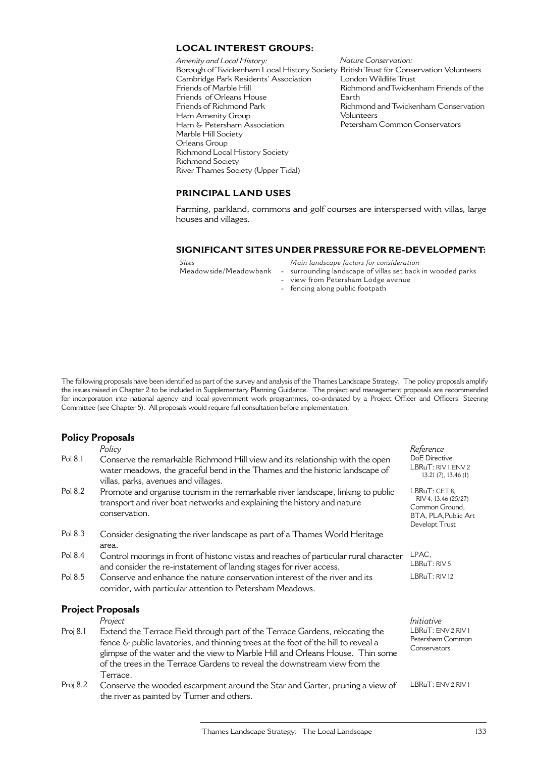## LOCAL INTEREST GROUPS:

*Amenity and Local History:*
Borough of Twickenham Local History Society
Cambridge Park Residents' Association
Friends of Marble Hill
Friends of Orleans House
Friends of Richmond Park
Ham Amenity Group
Ham & Petersham Association
Marble Hill Society
Orleans Group
Richmond Local History Society
Richmond Society
River Thames Society (Upper Tidal)

*Nature Conservation:*
British Trust for Conservation Volunteers
London Wildlife Trust
Richmond and Twickenham Friends of the Earth
Richmond and Twickenham Conservation Volunteers
Petersham Common Conservators

## PRINCIPAL LAND USES

Farming, parkland, commons and golf courses are interspersed with villas, large houses and villages.

## SIGNIFICANT SITES UNDER PRESSURE FOR RE-DEVELOPMENT:

| *Sites* | *Main landscape factors for consideration* |
|---|---|
| Meadowside/Meadowbank | - surrounding landscape of villas set back in wooded parks |
| | - view from Petersham Lodge avenue |
| | - fencing along public footpath |

The following proposals have been identified as part of the survey and analysis of the Thames Landscape Strategy. The policy proposals amplify the issues raised in Chapter 2 to be included in Supplementary Planning Guidance. The project and management proposals are recommended for incorporation into national agency and local government work programmes, co-ordinated by a Project Officer and Officers' Steering Committee (see Chapter 5). All proposals would require full consultation before implementation:

## Policy Proposals

| | *Policy* | *Reference* |
|---|---|---|
| Pol 8.1 | Conserve the remarkable Richmond Hill view and its relationship with the open water meadows, the graceful bend in the Thames and the historic landscape of villas, parks, avenues and villages. | DoE Directive<br>LBRuT: RIV 1, ENV 2<br>13.21 (7), 13.46 (1) |
| Pol 8.2 | Promote and organise tourism in the remarkable river landscape, linking to public transport and river boat networks and explaining the history and nature conservation. | LBRuT: CET 8, RIV 4, 13.46 (25/27)<br>Common Ground, BTA, PLA, Public Art Developt Trust |
| Pol 8.3 | Consider designating the river landscape as part of a Thames World Heritage area. | |
| Pol 8.4 | Control moorings in front of historic vistas and reaches of particular rural character and consider the re-instatement of landing stages for river access. | LPAC,<br>LBRuT: RIV 5 |
| Pol 8.5 | Conserve and enhance the nature conservation interest of the river and its corridor, with particular attention to Petersham Meadows. | LBRuT: RIV 12 |

## Project Proposals

| | *Project* | *Initiative* |
|---|---|---|
| Proj 8.1 | Extend the Terrace Field through part of the Terrace Gardens, relocating the fence & public lavatories, and thinning trees at the foot of the hill to reveal a glimpse of the water and the view to Marble Hill and Orleans House. Thin some of the trees in the Terrace Gardens to reveal the downstream view from the Terrace. | LBRuT: ENV 2, RIV 1<br>Petersham Common Conservators |
| Proj 8.2 | Conserve the wooded escarpment around the Star and Garter, pruning a view of the river as painted by Turner and others. | LBRuT: ENV 2, RIV 1 |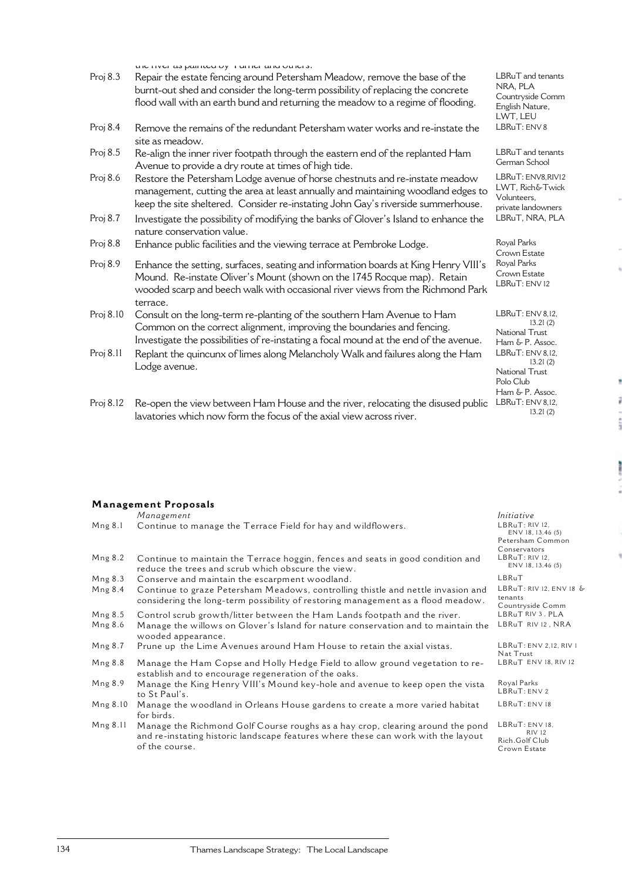the river as painted by Turner and others.

| | | |
|---|---|---|
| Proj 8.3 | Repair the estate fencing around Petersham Meadow, remove the base of the burnt-out shed and consider the long-term possibility of replacing the concrete flood wall with an earth bund and returning the meadow to a regime of flooding. | LBRuT and tenants NRA, PLA Countryside Comm English Nature, LWT, LEU |
| Proj 8.4 | Remove the remains of the redundant Petersham water works and re-instate the site as meadow. | LBRuT: ENV 8 |
| Proj 8.5 | Re-align the inner river footpath through the eastern end of the replanted Ham Avenue to provide a dry route at times of high tide. | LBRuT and tenants German School |
| Proj 8.6 | Restore the Petersham Lodge avenue of horse chestnuts and re-instate meadow management, cutting the area at least annually and maintaining woodland edges to keep the site sheltered. Consider re-instating John Gay's riverside summerhouse. | LBRuT: ENV8,RIV12 LWT, Rich&Twick Volunteers, private landowners |
| Proj 8.7 | Investigate the possibility of modifying the banks of Glover's Island to enhance the nature conservation value. | LBRuT, NRA, PLA |
| Proj 8.8 | Enhance public facilities and the viewing terrace at Pembroke Lodge. | Royal Parks Crown Estate |
| Proj 8.9 | Enhance the setting, surfaces, seating and information boards at King Henry VIII's Mound. Re-instate Oliver's Mount (shown on the 1745 Rocque map). Retain wooded scarp and beech walk with occasional river views from the Richmond Park terrace. | Royal Parks Crown Estate LBRuT: ENV 12 |
| Proj 8.10 | Consult on the long-term re-planting of the southern Ham Avenue to Ham Common on the correct alignment, improving the boundaries and fencing. Investigate the possibilities of re-instating a focal mound at the end of the avenue. | LBRuT: ENV 8,12, 13.21 (2) National Trust Ham & P. Assoc. |
| Proj 8.11 | Replant the quincunx of limes along Melancholy Walk and failures along the Ham Lodge avenue. | LBRuT: ENV 8,12, 13.21 (2) National Trust Polo Club Ham & P. Assoc. |
| Proj 8.12 | Re-open the view between Ham House and the river, relocating the disused public lavatories which now form the focus of the axial view across river. | LBRuT: ENV 8,12, 13.21 (2) |

## Management Proposals

| | *Management* | *Initiative* |
|---|---|---|
| Mng 8.1 | Continue to manage the Terrace Field for hay and wildflowers. | LBRuT: RIV 12, ENV 18, 13.46 (5) Petersham Common Conservators |
| Mng 8.2 | Continue to maintain the Terrace hoggin, fences and seats in good condition and reduce the trees and scrub which obscure the view. | LBRuT: RIV 12, ENV 18, 13.46 (5) |
| Mng 8.3 | Conserve and maintain the escarpment woodland. | LBRuT |
| Mng 8.4 | Continue to graze Petersham Meadows, controlling thistle and nettle invasion and considering the long-term possibility of restoring management as a flood meadow. | LBRuT: RIV 12, ENV 18 & tenants Countryside Comm |
| Mng 8.5 | Control scrub growth/litter between the Ham Lands footpath and the river. | LBRuT RIV 3, PLA |
| Mng 8.6 | Manage the willows on Glover's Island for nature conservation and to maintain the wooded appearance. | LBRuT RIV 12, NRA |
| Mng 8.7 | Prune up the Lime Avenues around Ham House to retain the axial vistas. | LBRuT: ENV 2,12, RIV 1 Nat Trust |
| Mng 8.8 | Manage the Ham Copse and Holly Hedge Field to allow ground vegetation to re-establish and to encourage regeneration of the oaks. | LBRuT ENV 18, RIV 12 |
| Mng 8.9 | Manage the King Henry VIII's Mound key-hole and avenue to keep open the vista to St Paul's. | Royal Parks LBRuT: ENV 2 |
| Mng 8.10 | Manage the woodland in Orleans House gardens to create a more varied habitat for birds. | LBRuT: ENV 18 |
| Mng 8.11 | Manage the Richmond Golf Course roughs as a hay crop, clearing around the pond and re-instating historic landscape features where these can work with the layout of the course. | LBRuT: ENV 18, RIV 12 Rich.Golf Club Crown Estate |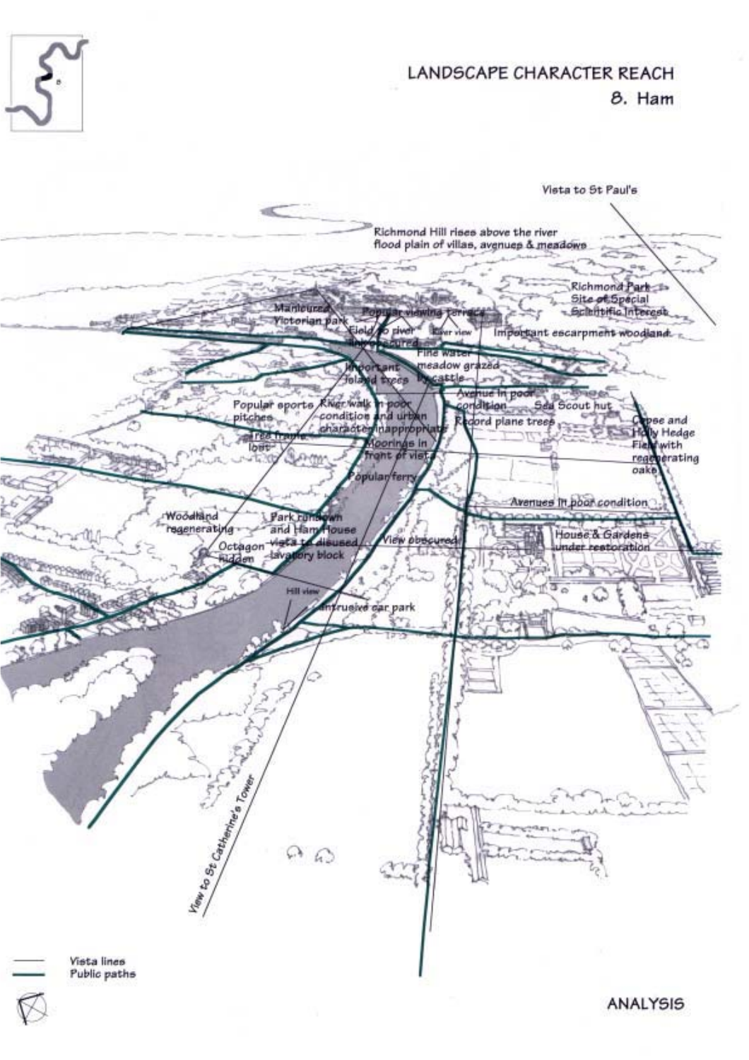# LANDSCAPE CHARACTER REACH

## 8. Ham

Vista to St Paul's

Richmond Hill rises above the river flood plain of villas, avenues & meadows

Richmond Park Site of Special Scientific Interest

Manicured Victorian park

Popular viewing terrace

Field to river view obscured

River view

Important escarpment woodland

Fine water meadow grazed by cattle

Important island trees

Avenue in poor condition

Sea Scout hut

Popular sports pitches

River walk in poor condition and urban character inappropriate

Record plane trees

Copse and Holly Hedge Field with regenerating oaks

Tree frame lost

Moorings in front of vista

Popular ferry

Avenues in poor condition

Woodland regenerating

Park rundown and Ham House vista to disused lavatory block

Octagon hidden

View obscured

House & Gardens under restoration

Hill view

Intrusive car park

View to St Catherine's Tower

Vista lines

Public paths

ANALYSIS